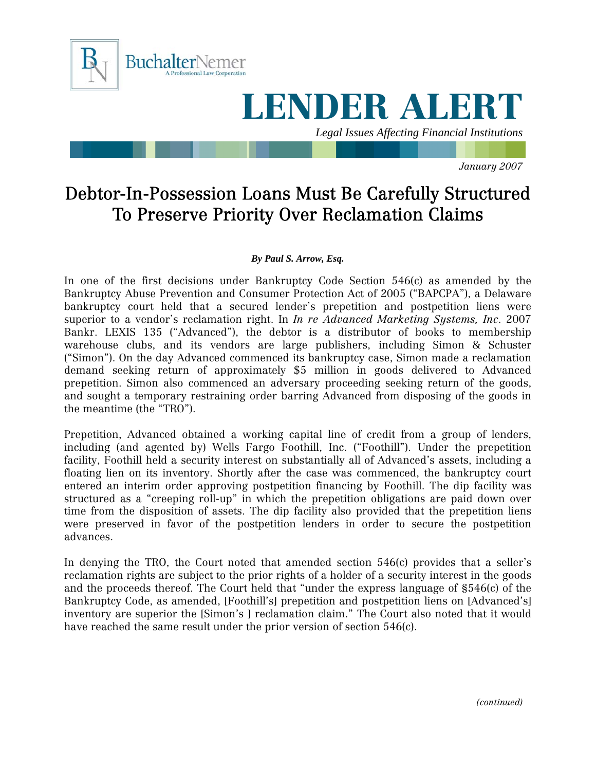BuchalterNemer
A Professional Law Corporation

# LENDER ALERT

*Legal Issues Affecting Financial Institutions*

*January 2007*

## Debtor-In-Possession Loans Must Be Carefully Structured To Preserve Priority Over Reclamation Claims

***By Paul S. Arrow, Esq.***

In one of the first decisions under Bankruptcy Code Section 546(c) as amended by the Bankruptcy Abuse Prevention and Consumer Protection Act of 2005 ("BAPCPA"), a Delaware bankruptcy court held that a secured lender's prepetition and postpetition liens were superior to a vendor's reclamation right. In *In re Advanced Marketing Systems, Inc*. 2007 Bankr. LEXIS 135 ("Advanced"), the debtor is a distributor of books to membership warehouse clubs, and its vendors are large publishers, including Simon & Schuster ("Simon"). On the day Advanced commenced its bankruptcy case, Simon made a reclamation demand seeking return of approximately $5 million in goods delivered to Advanced prepetition. Simon also commenced an adversary proceeding seeking return of the goods, and sought a temporary restraining order barring Advanced from disposing of the goods in the meantime (the "TRO").

Prepetition, Advanced obtained a working capital line of credit from a group of lenders, including (and agented by) Wells Fargo Foothill, Inc. ("Foothill"). Under the prepetition facility, Foothill held a security interest on substantially all of Advanced's assets, including a floating lien on its inventory. Shortly after the case was commenced, the bankruptcy court entered an interim order approving postpetition financing by Foothill. The dip facility was structured as a "creeping roll-up" in which the prepetition obligations are paid down over time from the disposition of assets. The dip facility also provided that the prepetition liens were preserved in favor of the postpetition lenders in order to secure the postpetition advances.

In denying the TRO, the Court noted that amended section 546(c) provides that a seller's reclamation rights are subject to the prior rights of a holder of a security interest in the goods and the proceeds thereof. The Court held that "under the express language of §546(c) of the Bankruptcy Code, as amended, [Foothill's] prepetition and postpetition liens on [Advanced's] inventory are superior the [Simon's ] reclamation claim." The Court also noted that it would have reached the same result under the prior version of section 546(c).

*(continued)*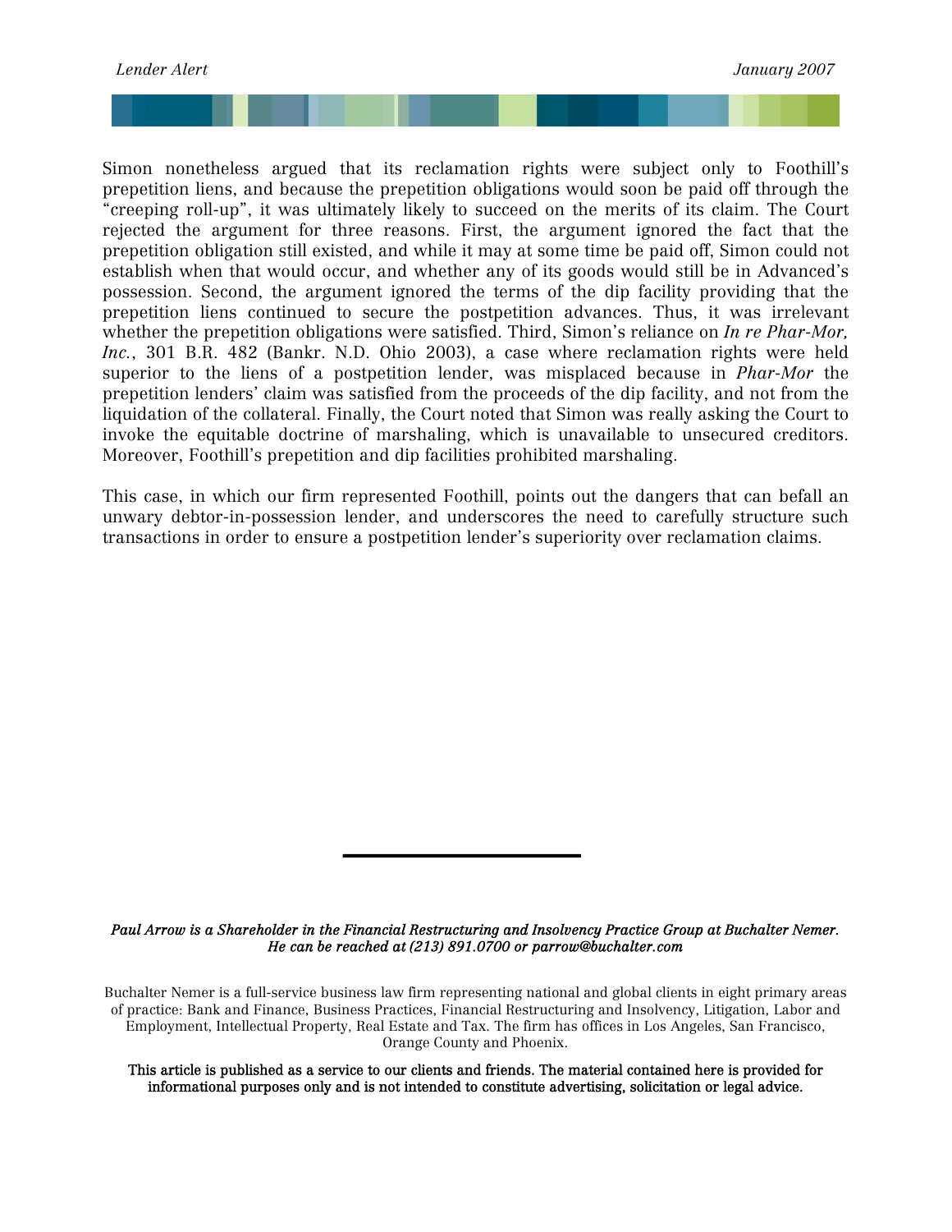Simon nonetheless argued that its reclamation rights were subject only to Foothill's prepetition liens, and because the prepetition obligations would soon be paid off through the "creeping roll-up", it was ultimately likely to succeed on the merits of its claim. The Court rejected the argument for three reasons. First, the argument ignored the fact that the prepetition obligation still existed, and while it may at some time be paid off, Simon could not establish when that would occur, and whether any of its goods would still be in Advanced's possession. Second, the argument ignored the terms of the dip facility providing that the prepetition liens continued to secure the postpetition advances. Thus, it was irrelevant whether the prepetition obligations were satisfied. Third, Simon's reliance on *In re Phar-Mor, Inc.*, 301 B.R. 482 (Bankr. N.D. Ohio 2003), a case where reclamation rights were held superior to the liens of a postpetition lender, was misplaced because in *Phar-Mor* the prepetition lenders' claim was satisfied from the proceeds of the dip facility, and not from the liquidation of the collateral. Finally, the Court noted that Simon was really asking the Court to invoke the equitable doctrine of marshaling, which is unavailable to unsecured creditors. Moreover, Foothill's prepetition and dip facilities prohibited marshaling.

This case, in which our firm represented Foothill, points out the dangers that can befall an unwary debtor-in-possession lender, and underscores the need to carefully structure such transactions in order to ensure a postpetition lender's superiority over reclamation claims.

---

***Paul Arrow is a Shareholder in the Financial Restructuring and Insolvency Practice Group at Buchalter Nemer. He can be reached at (213) 891.0700 or parrow@buchalter.com***

Buchalter Nemer is a full-service business law firm representing national and global clients in eight primary areas of practice: Bank and Finance, Business Practices, Financial Restructuring and Insolvency, Litigation, Labor and Employment, Intellectual Property, Real Estate and Tax. The firm has offices in Los Angeles, San Francisco, Orange County and Phoenix.

**This article is published as a service to our clients and friends. The material contained here is provided for informational purposes only and is not intended to constitute advertising, solicitation or legal advice.**